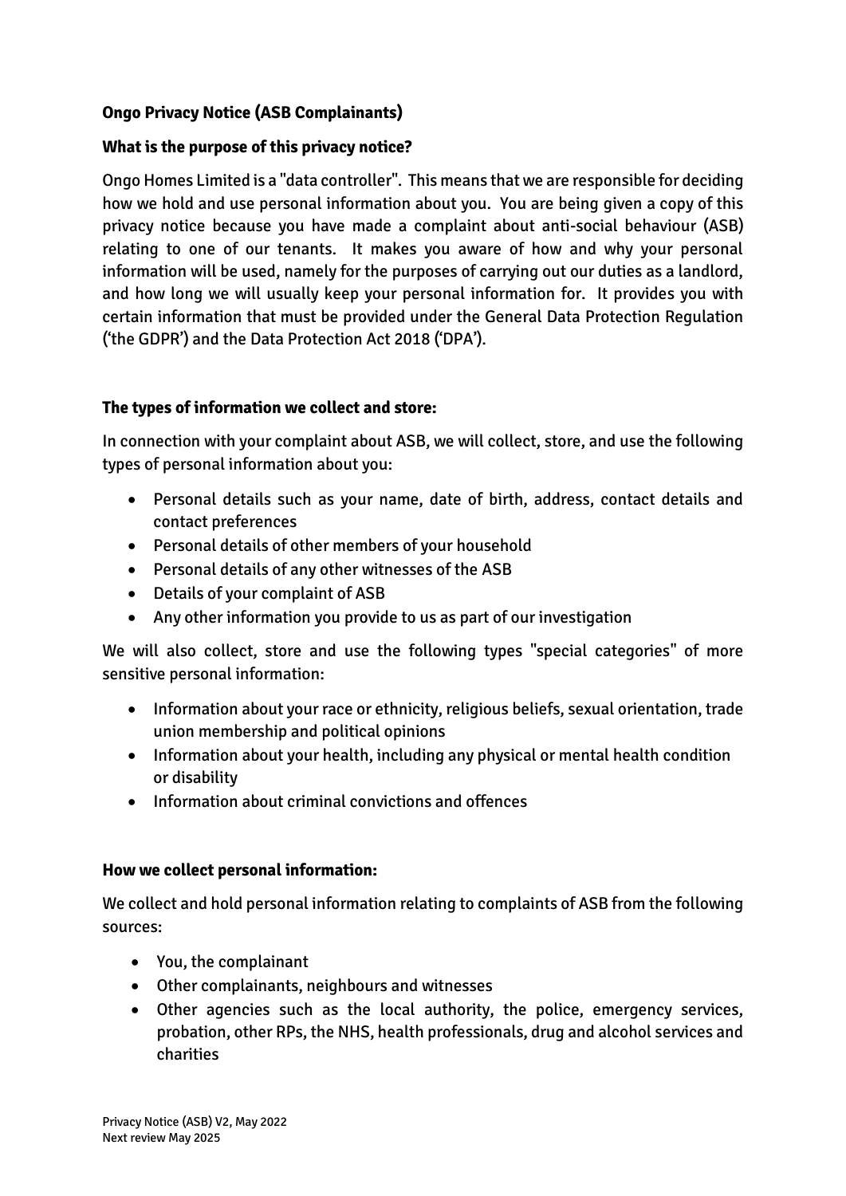**Ongo Privacy Notice (ASB Complainants)**

**What is the purpose of this privacy notice?**

Ongo Homes Limited is a "data controller". This means that we are responsible for deciding how we hold and use personal information about you. You are being given a copy of this privacy notice because you have made a complaint about anti-social behaviour (ASB) relating to one of our tenants. It makes you aware of how and why your personal information will be used, namely for the purposes of carrying out our duties as a landlord, and how long we will usually keep your personal information for. It provides you with certain information that must be provided under the General Data Protection Regulation ('the GDPR') and the Data Protection Act 2018 ('DPA').

**The types of information we collect and store:**

In connection with your complaint about ASB, we will collect, store, and use the following types of personal information about you:

- Personal details such as your name, date of birth, address, contact details and contact preferences
- Personal details of other members of your household
- Personal details of any other witnesses of the ASB
- Details of your complaint of ASB
- Any other information you provide to us as part of our investigation

We will also collect, store and use the following types "special categories" of more sensitive personal information:

- Information about your race or ethnicity, religious beliefs, sexual orientation, trade union membership and political opinions
- Information about your health, including any physical or mental health condition or disability
- Information about criminal convictions and offences

**How we collect personal information:**

We collect and hold personal information relating to complaints of ASB from the following sources:

- You, the complainant
- Other complainants, neighbours and witnesses
- Other agencies such as the local authority, the police, emergency services, probation, other RPs, the NHS, health professionals, drug and alcohol services and charities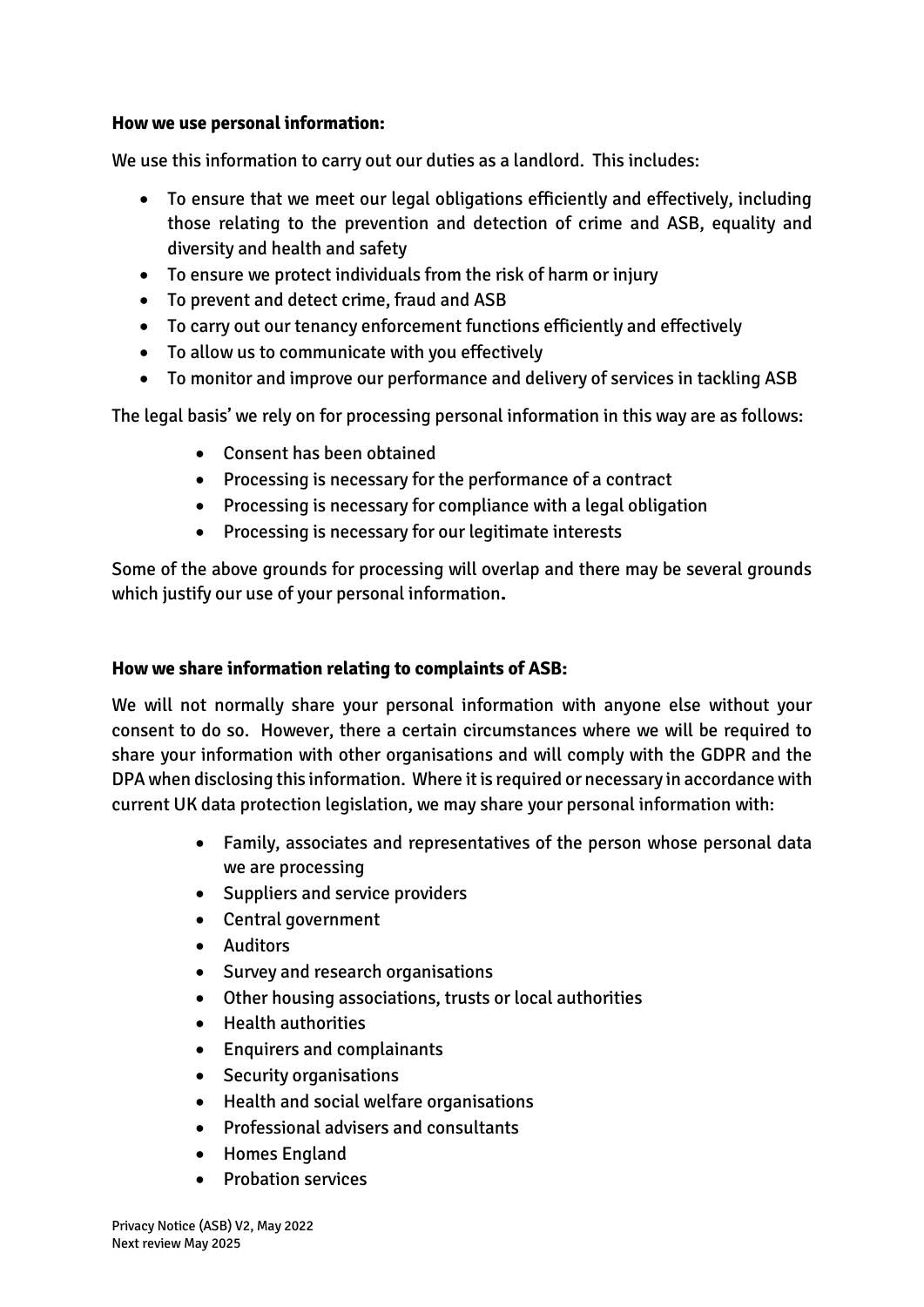**How we use personal information:**

We use this information to carry out our duties as a landlord. This includes:

- To ensure that we meet our legal obligations efficiently and effectively, including those relating to the prevention and detection of crime and ASB, equality and diversity and health and safety
- To ensure we protect individuals from the risk of harm or injury
- To prevent and detect crime, fraud and ASB
- To carry out our tenancy enforcement functions efficiently and effectively
- To allow us to communicate with you effectively
- To monitor and improve our performance and delivery of services in tackling ASB

The legal basis' we rely on for processing personal information in this way are as follows:

- Consent has been obtained
- Processing is necessary for the performance of a contract
- Processing is necessary for compliance with a legal obligation
- Processing is necessary for our legitimate interests

Some of the above grounds for processing will overlap and there may be several grounds which justify our use of your personal information**.**

**How we share information relating to complaints of ASB:**

We will not normally share your personal information with anyone else without your consent to do so. However, there a certain circumstances where we will be required to share your information with other organisations and will comply with the GDPR and the DPA when disclosing this information. Where it is required or necessary in accordance with current UK data protection legislation, we may share your personal information with:

- Family, associates and representatives of the person whose personal data we are processing
- Suppliers and service providers
- Central government
- Auditors
- Survey and research organisations
- Other housing associations, trusts or local authorities
- Health authorities
- Enquirers and complainants
- Security organisations
- Health and social welfare organisations
- Professional advisers and consultants
- Homes England
- Probation services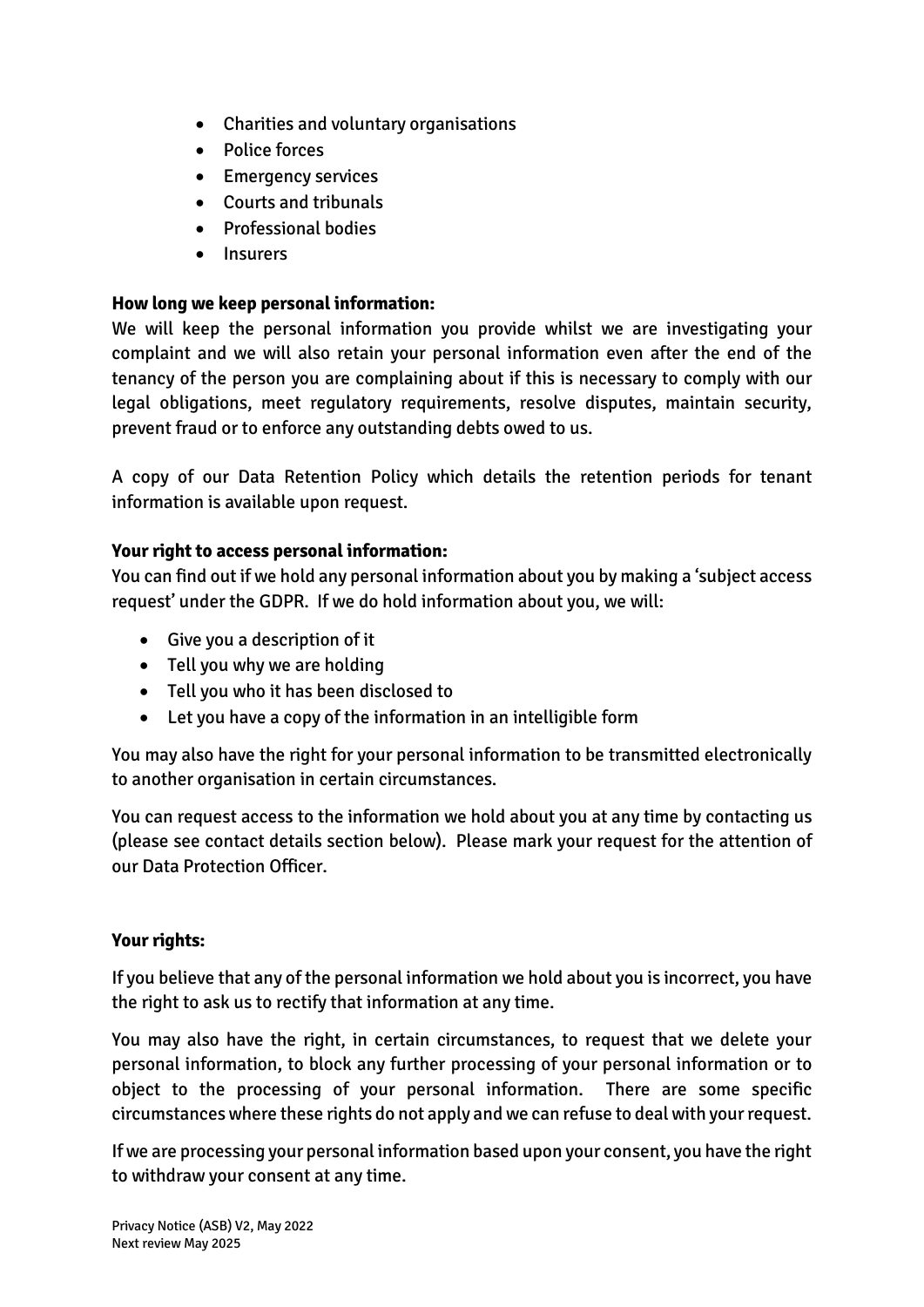- Charities and voluntary organisations
- Police forces
- Emergency services
- Courts and tribunals
- Professional bodies
- Insurers

**How long we keep personal information:**

We will keep the personal information you provide whilst we are investigating your complaint and we will also retain your personal information even after the end of the tenancy of the person you are complaining about if this is necessary to comply with our legal obligations, meet regulatory requirements, resolve disputes, maintain security, prevent fraud or to enforce any outstanding debts owed to us.

A copy of our Data Retention Policy which details the retention periods for tenant information is available upon request.

**Your right to access personal information:**

You can find out if we hold any personal information about you by making a 'subject access request' under the GDPR. If we do hold information about you, we will:

- Give you a description of it
- Tell you why we are holding
- Tell you who it has been disclosed to
- Let you have a copy of the information in an intelligible form

You may also have the right for your personal information to be transmitted electronically to another organisation in certain circumstances.

You can request access to the information we hold about you at any time by contacting us (please see contact details section below). Please mark your request for the attention of our Data Protection Officer.

**Your rights:**

If you believe that any of the personal information we hold about you is incorrect, you have the right to ask us to rectify that information at any time.

You may also have the right, in certain circumstances, to request that we delete your personal information, to block any further processing of your personal information or to object to the processing of your personal information. There are some specific circumstances where these rights do not apply and we can refuse to deal with your request.

If we are processing your personal information based upon your consent, you have the right to withdraw your consent at any time.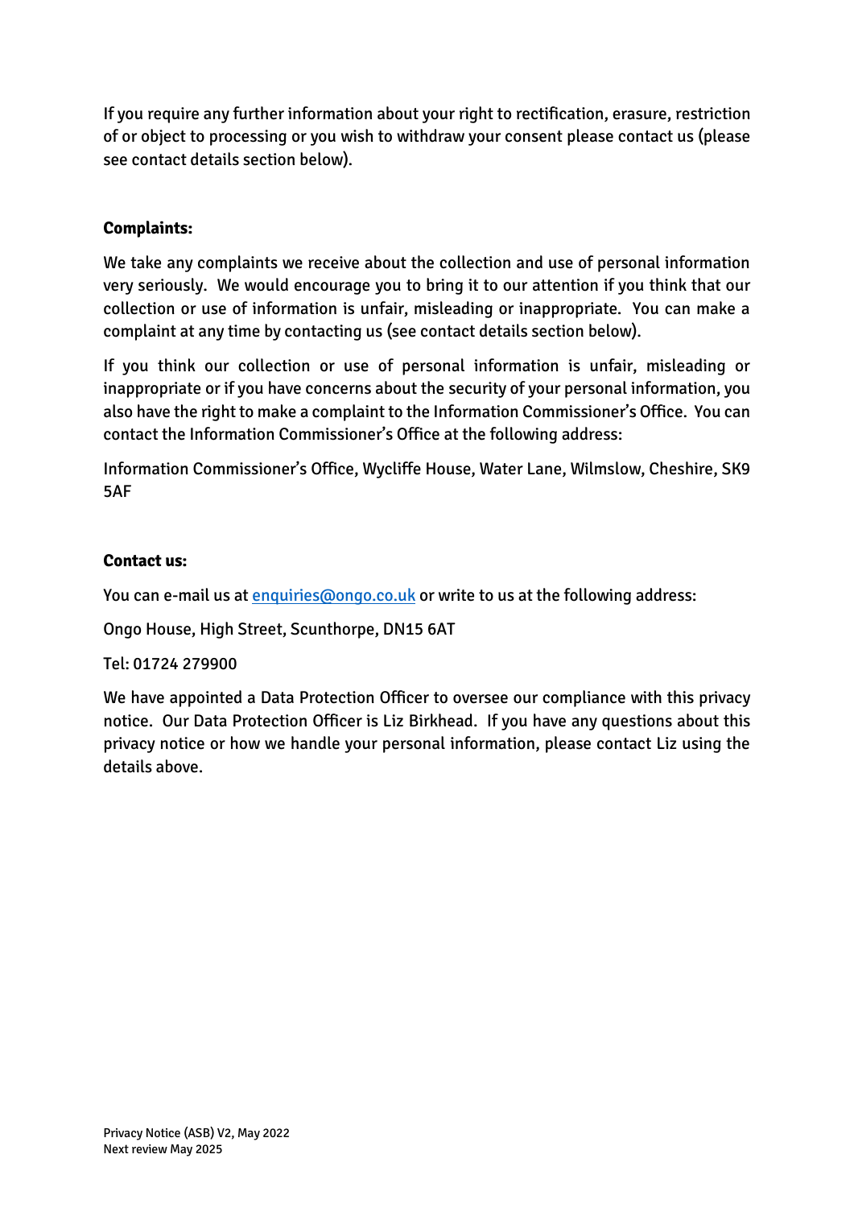If you require any further information about your right to rectification, erasure, restriction of or object to processing or you wish to withdraw your consent please contact us (please see contact details section below).

**Complaints:**

We take any complaints we receive about the collection and use of personal information very seriously. We would encourage you to bring it to our attention if you think that our collection or use of information is unfair, misleading or inappropriate. You can make a complaint at any time by contacting us (see contact details section below).

If you think our collection or use of personal information is unfair, misleading or inappropriate or if you have concerns about the security of your personal information, you also have the right to make a complaint to the Information Commissioner's Office. You can contact the Information Commissioner's Office at the following address:

Information Commissioner's Office, Wycliffe House, Water Lane, Wilmslow, Cheshire, SK9 5AF

**Contact us:**

You can e-mail us at enquiries@ongo.co.uk or write to us at the following address:

Ongo House, High Street, Scunthorpe, DN15 6AT

Tel: 01724 279900

We have appointed a Data Protection Officer to oversee our compliance with this privacy notice. Our Data Protection Officer is Liz Birkhead. If you have any questions about this privacy notice or how we handle your personal information, please contact Liz using the details above.

Privacy Notice (ASB) V2, May 2022
Next review May 2025